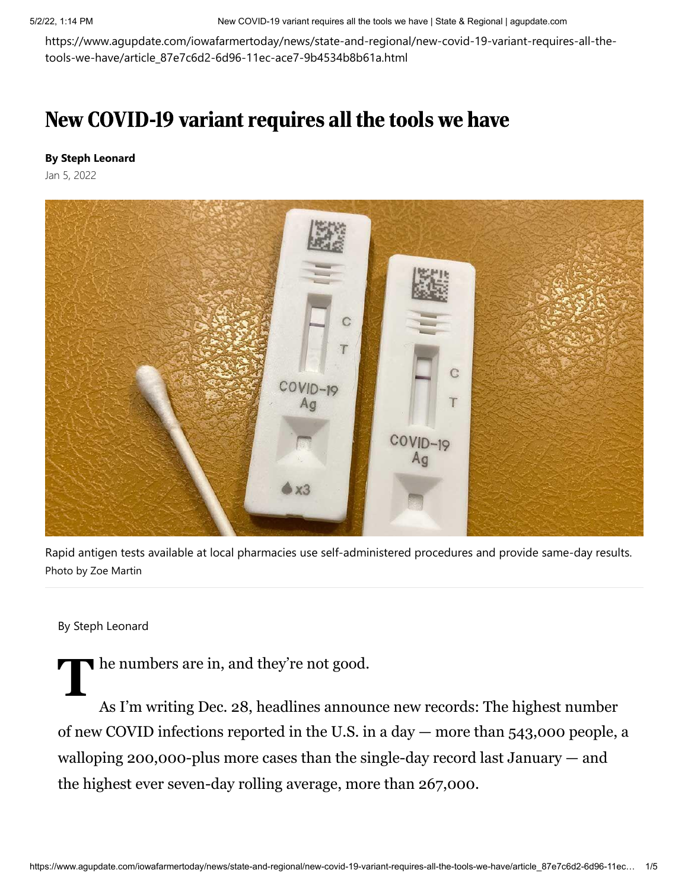https://www.agupdate.com/iowafarmertoday/news/state-and-regional/new-covid-19-variant-requires-all-the-tools-we-have/article_87e7c6d2-6d96-11ec-ace7-9b4534b8b61a.html

# New COVID-19 variant requires all the tools we have

**By Steph Leonard**

Jan 5, 2022

Rapid antigen tests available at local pharmacies use self-administered procedures and provide same-day results.
Photo by Zoe Martin

By Steph Leonard

The numbers are in, and they're not good.

As I'm writing Dec. 28, headlines announce new records: The highest number of new COVID infections reported in the U.S. in a day — more than 543,000 people, a walloping 200,000-plus more cases than the single-day record last January — and the highest ever seven-day rolling average, more than 267,000.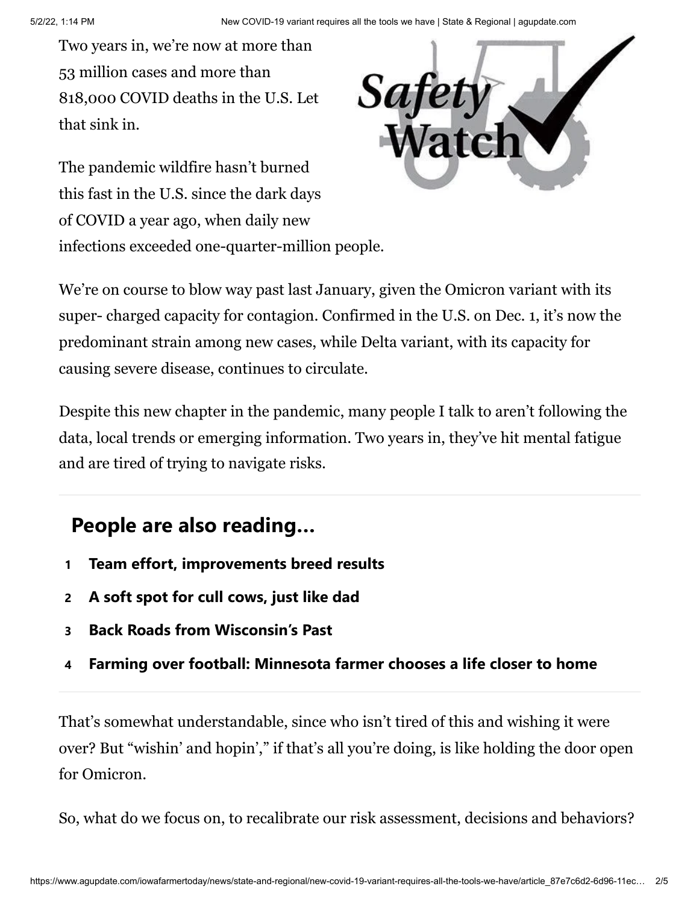Two years in, we're now at more than 53 million cases and more than 818,000 COVID deaths in the U.S. Let that sink in.

The pandemic wildfire hasn't burned this fast in the U.S. since the dark days of COVID a year ago, when daily new infections exceeded one-quarter-million people.

We're on course to blow way past last January, given the Omicron variant with its super- charged capacity for contagion. Confirmed in the U.S. on Dec. 1, it's now the predominant strain among new cases, while Delta variant, with its capacity for causing severe disease, continues to circulate.

Despite this new chapter in the pandemic, many people I talk to aren't following the data, local trends or emerging information. Two years in, they've hit mental fatigue and are tired of trying to navigate risks.

## People are also reading...

1. **Team effort, improvements breed results**
2. **A soft spot for cull cows, just like dad**
3. **Back Roads from Wisconsin's Past**
4. **Farming over football: Minnesota farmer chooses a life closer to home**

That's somewhat understandable, since who isn't tired of this and wishing it were over? But "wishin' and hopin'," if that's all you're doing, is like holding the door open for Omicron.

So, what do we focus on, to recalibrate our risk assessment, decisions and behaviors?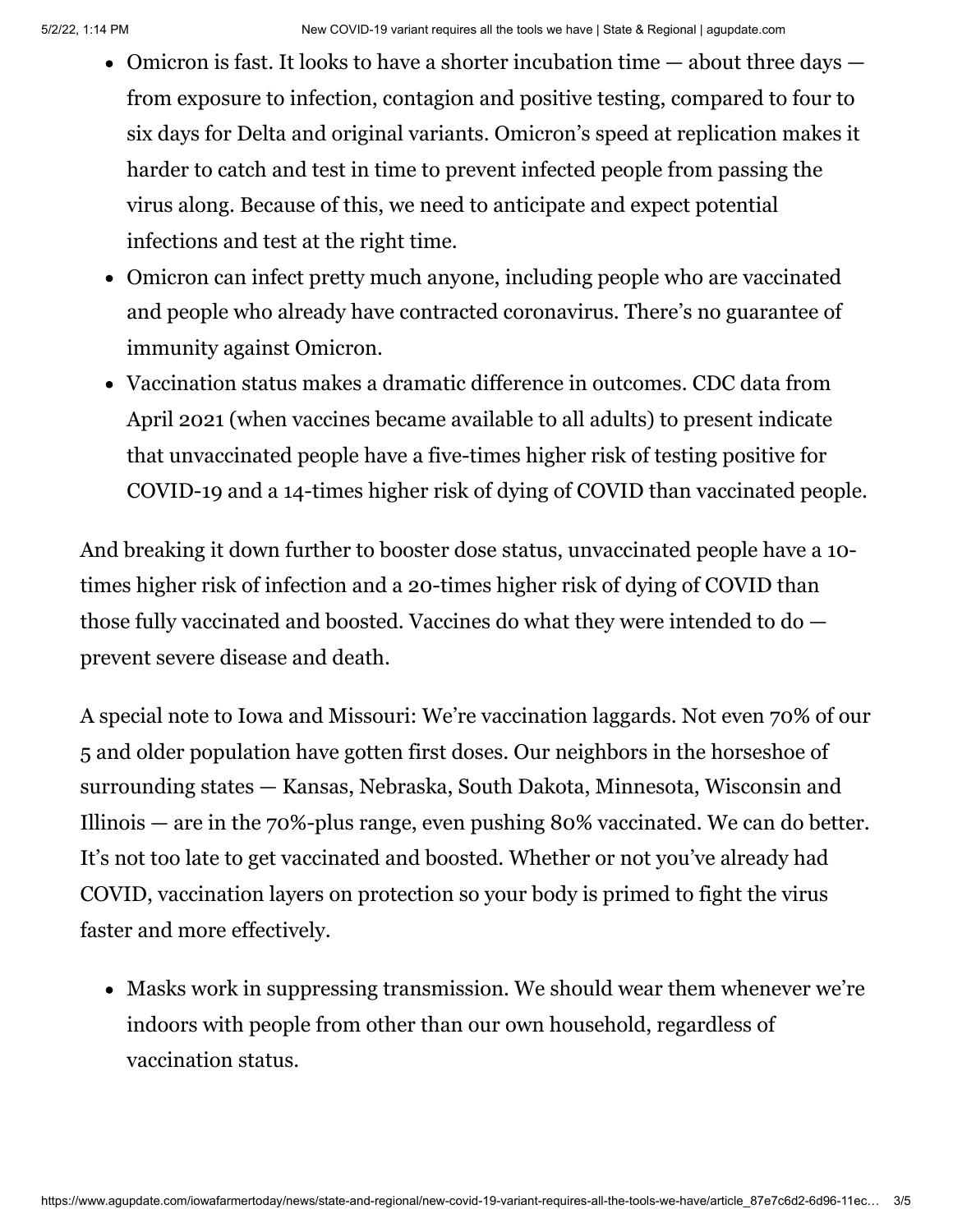- Omicron is fast. It looks to have a shorter incubation time — about three days — from exposure to infection, contagion and positive testing, compared to four to six days for Delta and original variants. Omicron's speed at replication makes it harder to catch and test in time to prevent infected people from passing the virus along. Because of this, we need to anticipate and expect potential infections and test at the right time.
- Omicron can infect pretty much anyone, including people who are vaccinated and people who already have contracted coronavirus. There's no guarantee of immunity against Omicron.
- Vaccination status makes a dramatic difference in outcomes. CDC data from April 2021 (when vaccines became available to all adults) to present indicate that unvaccinated people have a five-times higher risk of testing positive for COVID-19 and a 14-times higher risk of dying of COVID than vaccinated people.

And breaking it down further to booster dose status, unvaccinated people have a 10-times higher risk of infection and a 20-times higher risk of dying of COVID than those fully vaccinated and boosted. Vaccines do what they were intended to do — prevent severe disease and death.

A special note to Iowa and Missouri: We're vaccination laggards. Not even 70% of our 5 and older population have gotten first doses. Our neighbors in the horseshoe of surrounding states — Kansas, Nebraska, South Dakota, Minnesota, Wisconsin and Illinois — are in the 70%-plus range, even pushing 80% vaccinated. We can do better. It's not too late to get vaccinated and boosted. Whether or not you've already had COVID, vaccination layers on protection so your body is primed to fight the virus faster and more effectively.

- Masks work in suppressing transmission. We should wear them whenever we're indoors with people from other than our own household, regardless of vaccination status.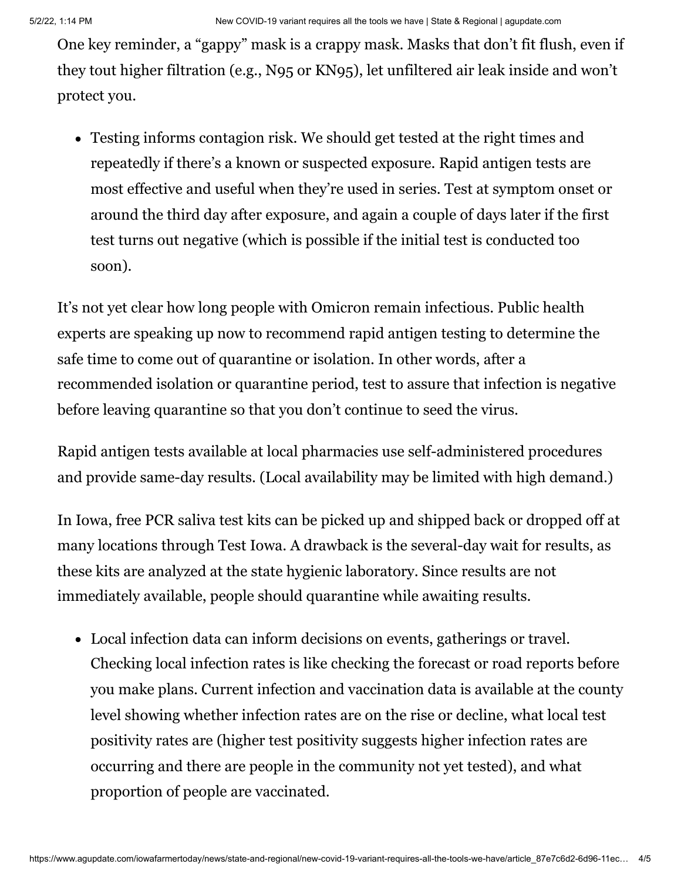One key reminder, a "gappy" mask is a crappy mask. Masks that don't fit flush, even if they tout higher filtration (e.g., N95 or KN95), let unfiltered air leak inside and won't protect you.

- Testing informs contagion risk. We should get tested at the right times and repeatedly if there's a known or suspected exposure. Rapid antigen tests are most effective and useful when they're used in series. Test at symptom onset or around the third day after exposure, and again a couple of days later if the first test turns out negative (which is possible if the initial test is conducted too soon).

It's not yet clear how long people with Omicron remain infectious. Public health experts are speaking up now to recommend rapid antigen testing to determine the safe time to come out of quarantine or isolation. In other words, after a recommended isolation or quarantine period, test to assure that infection is negative before leaving quarantine so that you don't continue to seed the virus.

Rapid antigen tests available at local pharmacies use self-administered procedures and provide same-day results. (Local availability may be limited with high demand.)

In Iowa, free PCR saliva test kits can be picked up and shipped back or dropped off at many locations through Test Iowa. A drawback is the several-day wait for results, as these kits are analyzed at the state hygienic laboratory. Since results are not immediately available, people should quarantine while awaiting results.

- Local infection data can inform decisions on events, gatherings or travel. Checking local infection rates is like checking the forecast or road reports before you make plans. Current infection and vaccination data is available at the county level showing whether infection rates are on the rise or decline, what local test positivity rates are (higher test positivity suggests higher infection rates are occurring and there are people in the community not yet tested), and what proportion of people are vaccinated.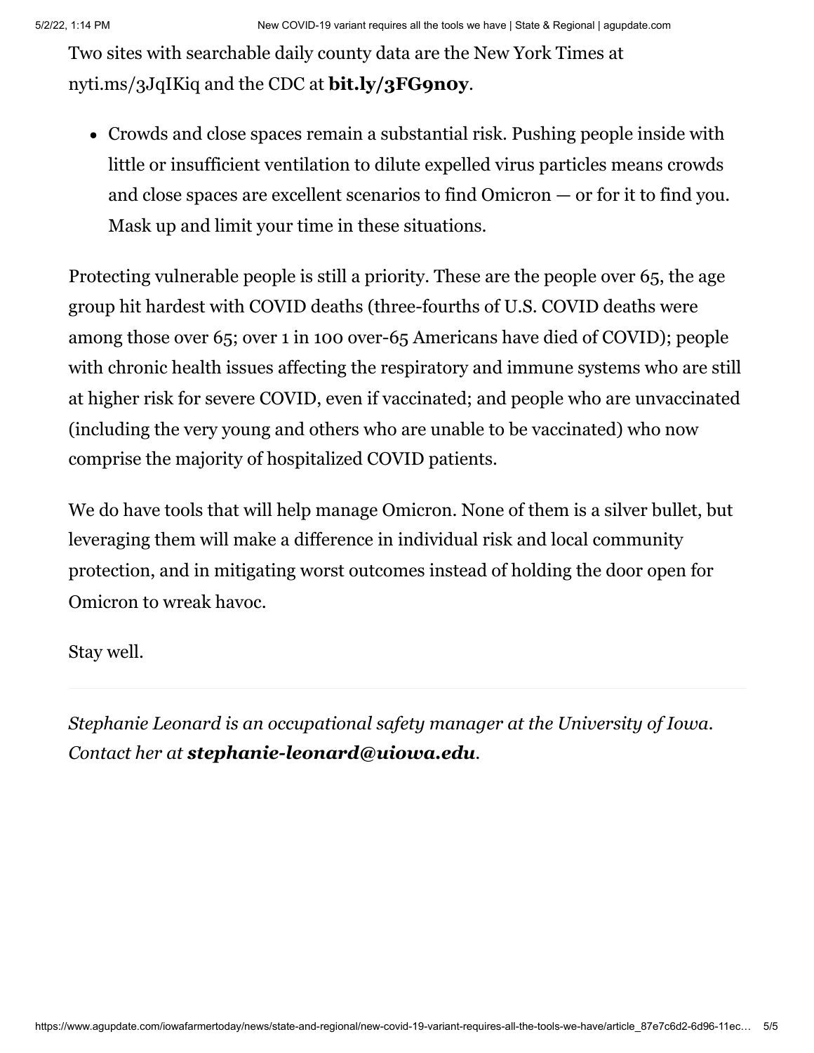Two sites with searchable daily county data are the New York Times at nyti.ms/3JqIKiq and the CDC at **bit.ly/3FG9noy**.

- Crowds and close spaces remain a substantial risk. Pushing people inside with little or insufficient ventilation to dilute expelled virus particles means crowds and close spaces are excellent scenarios to find Omicron — or for it to find you. Mask up and limit your time in these situations.

Protecting vulnerable people is still a priority. These are the people over 65, the age group hit hardest with COVID deaths (three-fourths of U.S. COVID deaths were among those over 65; over 1 in 100 over-65 Americans have died of COVID); people with chronic health issues affecting the respiratory and immune systems who are still at higher risk for severe COVID, even if vaccinated; and people who are unvaccinated (including the very young and others who are unable to be vaccinated) who now comprise the majority of hospitalized COVID patients.

We do have tools that will help manage Omicron. None of them is a silver bullet, but leveraging them will make a difference in individual risk and local community protection, and in mitigating worst outcomes instead of holding the door open for Omicron to wreak havoc.

Stay well.

---

*Stephanie Leonard is an occupational safety manager at the University of Iowa. Contact her at **stephanie-leonard@uiowa.edu**.*